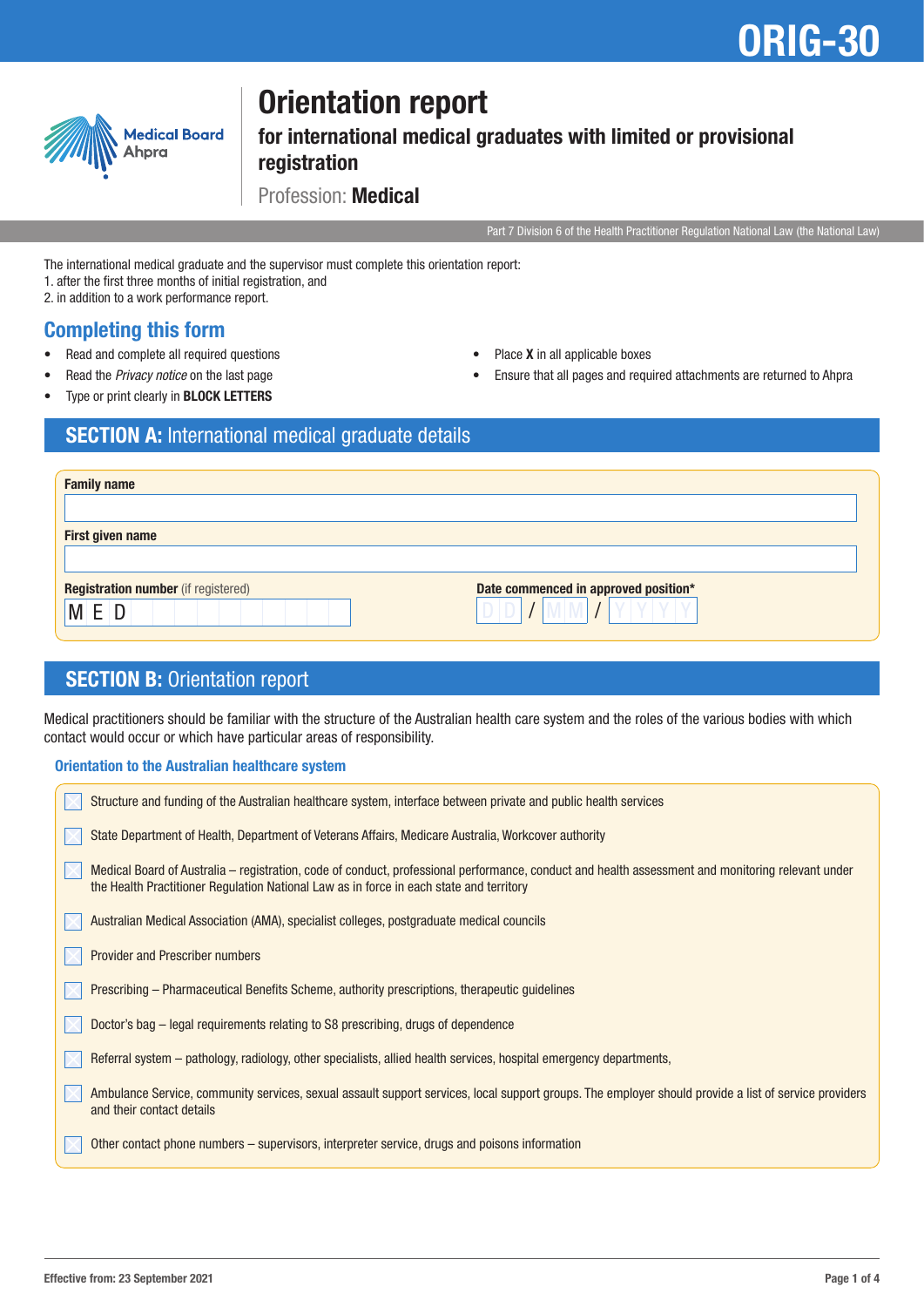# ORIG-30

Medical Board
Ahpra

# Orientation report

## for international medical graduates with limited or provisional registration

Profession: **Medical**

Part 7 Division 6 of the Health Practitioner Regulation National Law (the National Law)

The international medical graduate and the supervisor must complete this orientation report:
1. after the first three months of initial registration, and
2. in addition to a work performance report.

## Completing this form

- Read and complete all required questions
- Read the *Privacy notice* on the last page
- Type or print clearly in **BLOCK LETTERS**
- Place **X** in all applicable boxes
- Ensure that all pages and required attachments are returned to Ahpra

## SECTION A: International medical graduate details

**Family name**

______________________________

**First given name**

______________________________

**Registration number** (if registered)

M E D _ _ _ _ _ _ _ _ _ _

**Date commenced in approved position***

DD / MM / YYYY

## SECTION B: Orientation report

Medical practitioners should be familiar with the structure of the Australian health care system and the roles of the various bodies with which contact would occur or which have particular areas of responsibility.

### Orientation to the Australian healthcare system

- ☐ Structure and funding of the Australian healthcare system, interface between private and public health services
- ☐ State Department of Health, Department of Veterans Affairs, Medicare Australia, Workcover authority
- ☐ Medical Board of Australia – registration, code of conduct, professional performance, conduct and health assessment and monitoring relevant under the Health Practitioner Regulation National Law as in force in each state and territory
- ☐ Australian Medical Association (AMA), specialist colleges, postgraduate medical councils
- ☐ Provider and Prescriber numbers
- ☐ Prescribing – Pharmaceutical Benefits Scheme, authority prescriptions, therapeutic guidelines
- ☐ Doctor's bag – legal requirements relating to S8 prescribing, drugs of dependence
- ☐ Referral system – pathology, radiology, other specialists, allied health services, hospital emergency departments,
- ☐ Ambulance Service, community services, sexual assault support services, local support groups. The employer should provide a list of service providers and their contact details
- ☐ Other contact phone numbers – supervisors, interpreter service, drugs and poisons information

Effective from: 23 September 2021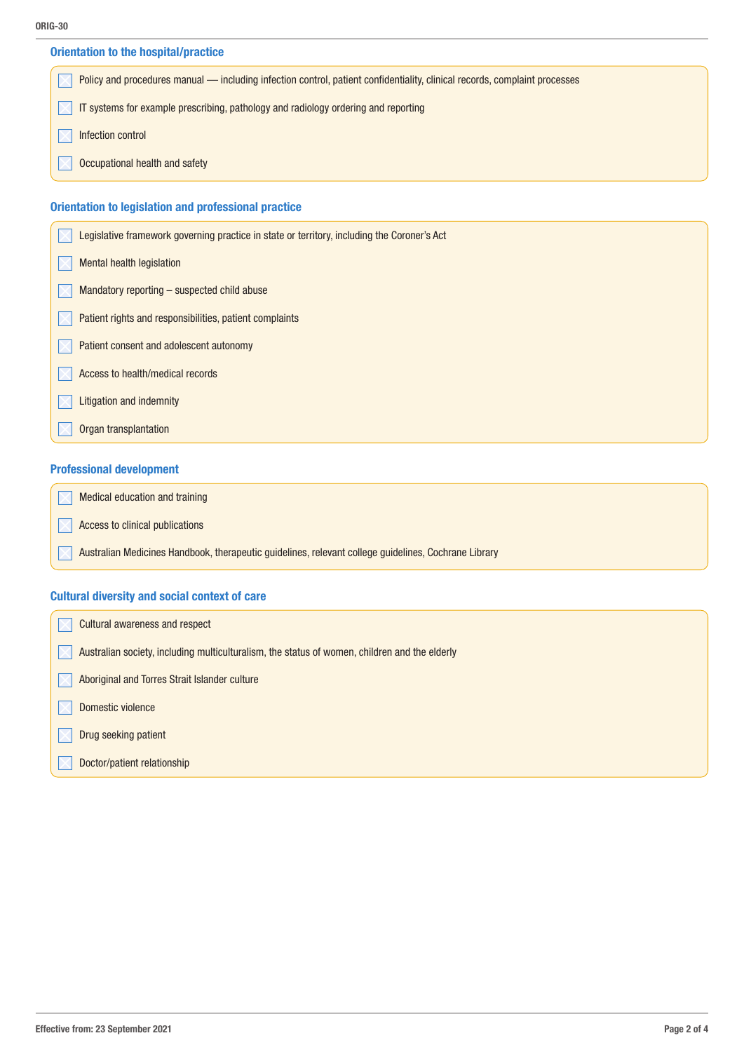## Orientation to the hospital/practice

- [x] Policy and procedures manual — including infection control, patient confidentiality, clinical records, complaint processes
- [x] IT systems for example prescribing, pathology and radiology ordering and reporting
- [x] Infection control
- [x] Occupational health and safety

## Orientation to legislation and professional practice

- [x] Legislative framework governing practice in state or territory, including the Coroner's Act
- [x] Mental health legislation
- [x] Mandatory reporting – suspected child abuse
- [x] Patient rights and responsibilities, patient complaints
- [x] Patient consent and adolescent autonomy
- [x] Access to health/medical records
- [x] Litigation and indemnity
- [x] Organ transplantation

## Professional development

- [x] Medical education and training
- [x] Access to clinical publications
- [x] Australian Medicines Handbook, therapeutic guidelines, relevant college guidelines, Cochrane Library

## Cultural diversity and social context of care

- [x] Cultural awareness and respect
- [x] Australian society, including multiculturalism, the status of women, children and the elderly
- [x] Aboriginal and Torres Strait Islander culture
- [x] Domestic violence
- [x] Drug seeking patient
- [x] Doctor/patient relationship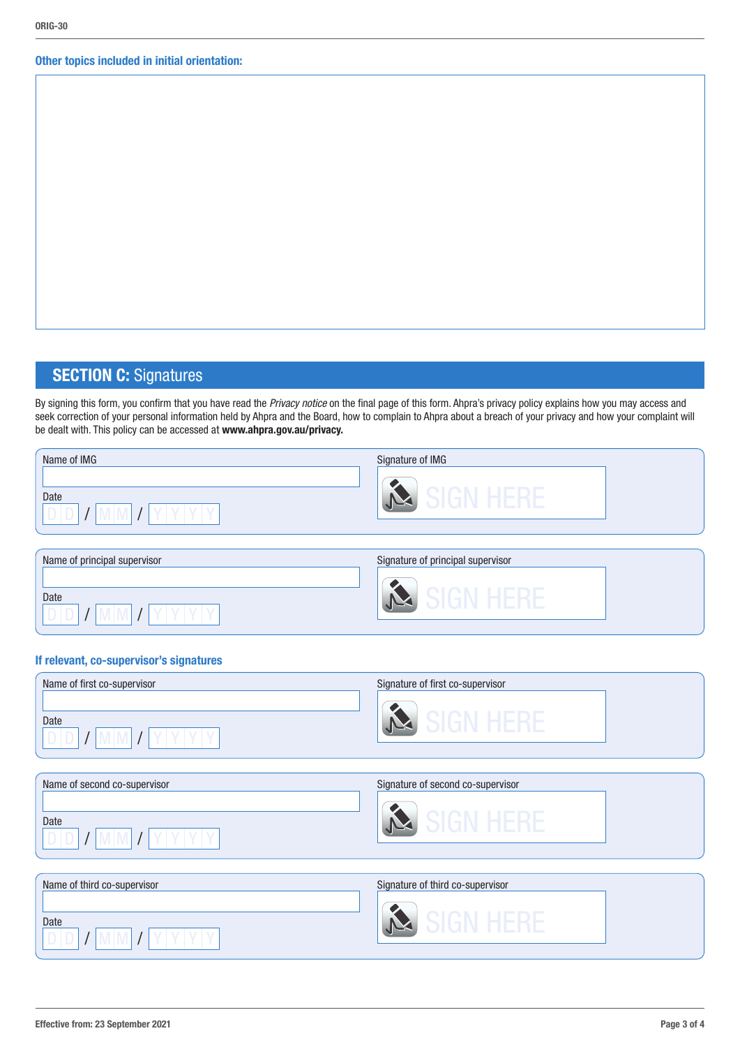### Other topics included in initial orientation:

## SECTION C: Signatures

By signing this form, you confirm that you have read the *Privacy notice* on the final page of this form. Ahpra's privacy policy explains how you may access and seek correction of your personal information held by Ahpra and the Board, how to complain to Ahpra about a breach of your privacy and how your complaint will be dealt with. This policy can be accessed at **www.ahpra.gov.au/privacy.**

Name of IMG

Date D D / M M / Y Y Y Y

Signature of IMG

SIGN HERE

Name of principal supervisor

Date D D / M M / Y Y Y Y

Signature of principal supervisor

SIGN HERE

### If relevant, co-supervisor's signatures

Name of first co-supervisor

Date D D / M M / Y Y Y Y

Signature of first co-supervisor

SIGN HERE

Name of second co-supervisor

Date D D / M M / Y Y Y Y

Signature of second co-supervisor

SIGN HERE

Name of third co-supervisor

Date D D / M M / Y Y Y Y

Signature of third co-supervisor

SIGN HERE

Effective from: 23 September 2021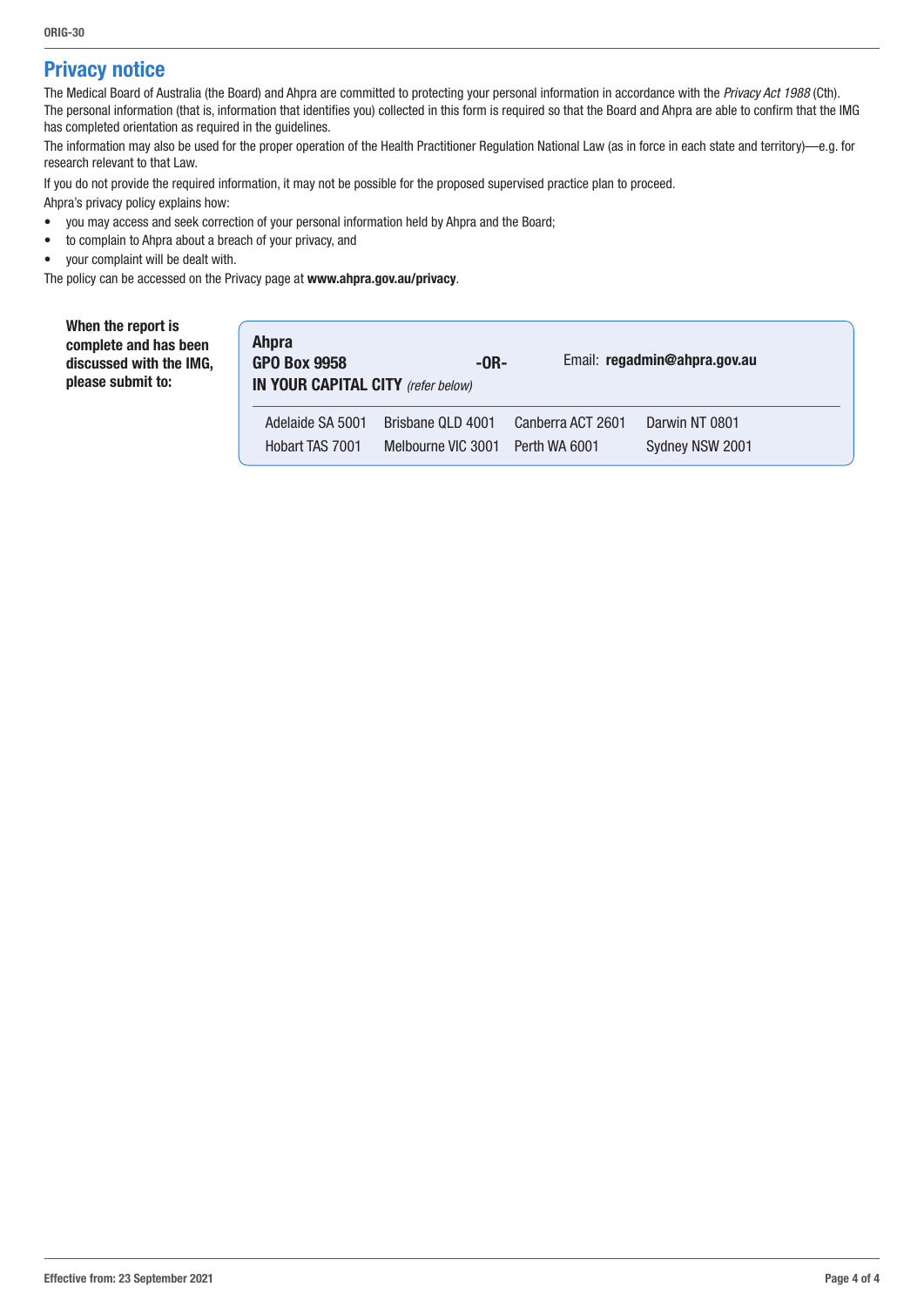## Privacy notice

The Medical Board of Australia (the Board) and Ahpra are committed to protecting your personal information in accordance with the *Privacy Act 1988* (Cth). The personal information (that is, information that identifies you) collected in this form is required so that the Board and Ahpra are able to confirm that the IMG has completed orientation as required in the guidelines.

The information may also be used for the proper operation of the Health Practitioner Regulation National Law (as in force in each state and territory)—e.g. for research relevant to that Law.

If you do not provide the required information, it may not be possible for the proposed supervised practice plan to proceed.

Ahpra's privacy policy explains how:

- you may access and seek correction of your personal information held by Ahpra and the Board;
- to complain to Ahpra about a breach of your privacy, and
- your complaint will be dealt with.

The policy can be accessed on the Privacy page at **www.ahpra.gov.au/privacy**.

**When the report is complete and has been discussed with the IMG, please submit to:**

**Ahpra**
**GPO Box 9958**
**IN YOUR CAPITAL CITY** *(refer below)*

**-OR-**

Email: **regadmin@ahpra.gov.au**

| | | | |
|---|---|---|---|
| Adelaide SA 5001 | Brisbane QLD 4001 | Canberra ACT 2601 | Darwin NT 0801 |
| Hobart TAS 7001 | Melbourne VIC 3001 | Perth WA 6001 | Sydney NSW 2001 |